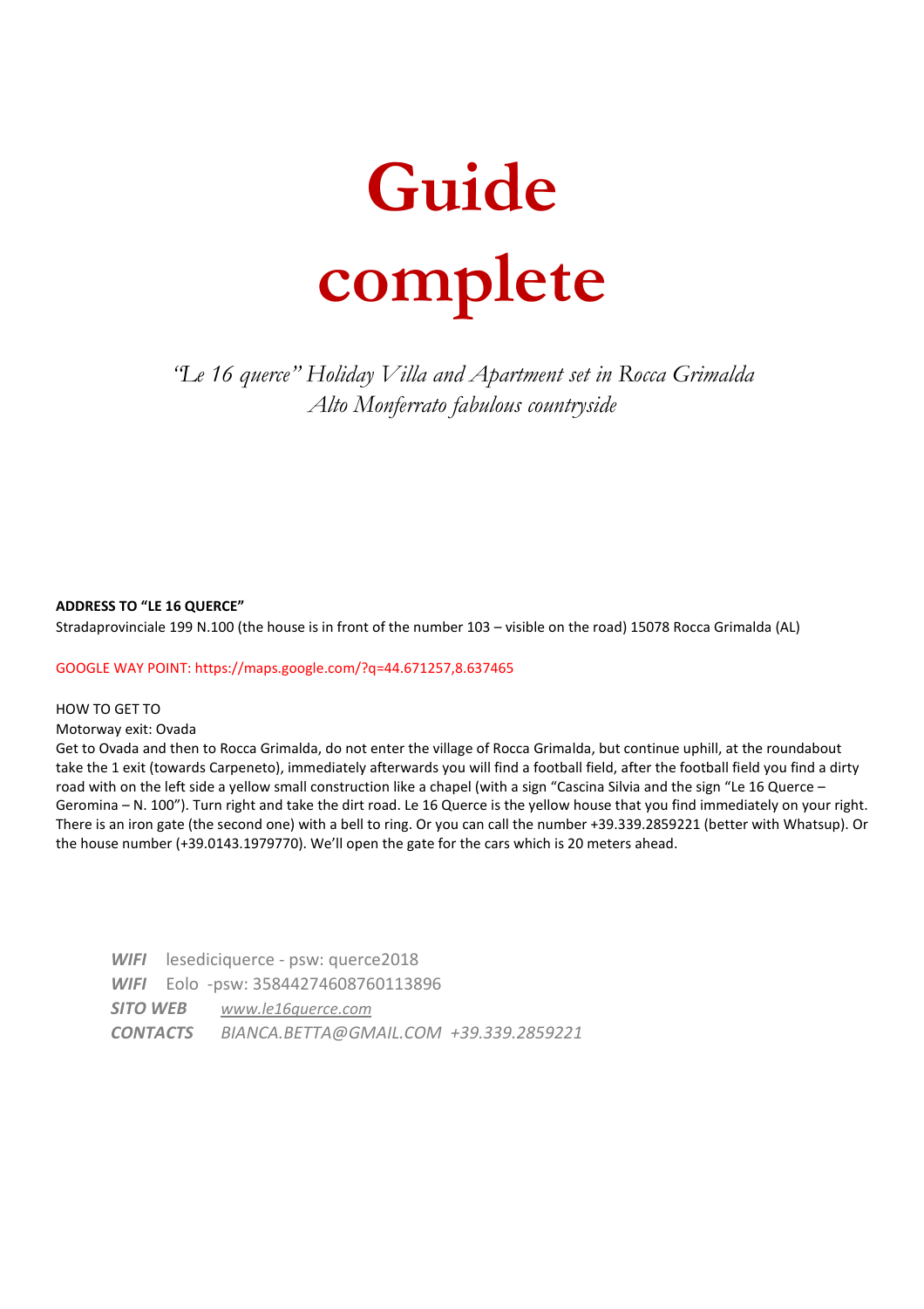# Guide complete

*"Le 16 querce" Holiday Villa and Apartment set in Rocca Grimalda*
*Alto Monferrato fabulous countryside*

**ADDRESS TO "LE 16 QUERCE"**

Stradaprovinciale 199 N.100 (the house is in front of the number 103 – visible on the road) 15078 Rocca Grimalda (AL)

GOOGLE WAY POINT: https://maps.google.com/?q=44.671257,8.637465

HOW TO GET TO

Motorway exit: Ovada

Get to Ovada and then to Rocca Grimalda, do not enter the village of Rocca Grimalda, but continue uphill, at the roundabout take the 1 exit (towards Carpeneto), immediately afterwards you will find a football field, after the football field you find a dirty road with on the left side a yellow small construction like a chapel (with a sign "Cascina Silvia and the sign "Le 16 Querce – Geromina – N. 100"). Turn right and take the dirt road. Le 16 Querce is the yellow house that you find immediately on your right. There is an iron gate (the second one) with a bell to ring. Or you can call the number +39.339.2859221 (better with Whatsup). Or the house number (+39.0143.1979770). We'll open the gate for the cars which is 20 meters ahead.

***WIFI*** lesediciquerce - psw: querce2018

***WIFI*** Eolo -psw: 35844274608760113896

***SITO WEB*** *www.le16querce.com*

***CONTACTS*** *BIANCA.BETTA@GMAIL.COM +39.339.2859221*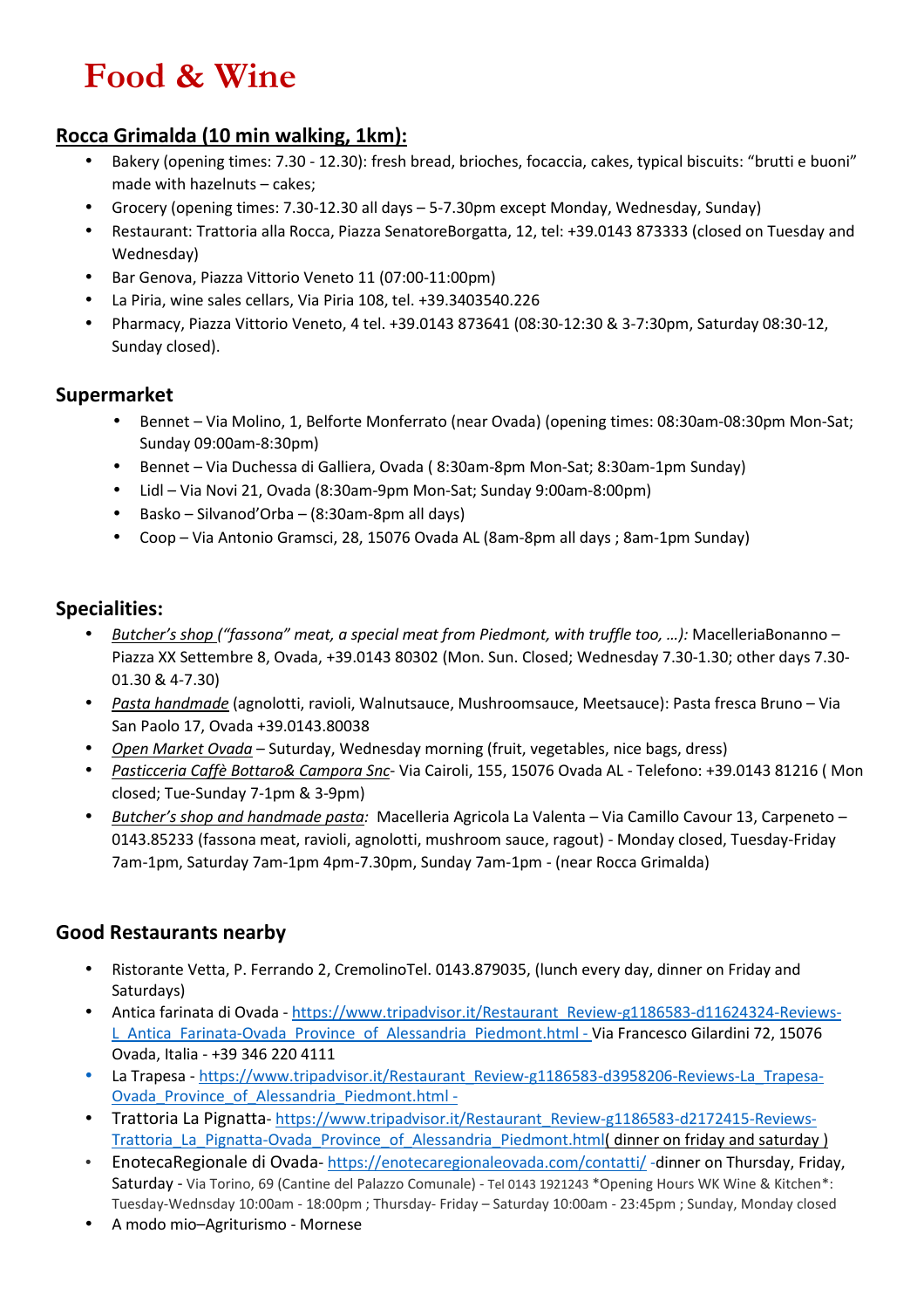# Food & Wine

## Rocca Grimalda (10 min walking, 1km):

- Bakery (opening times: 7.30 - 12.30): fresh bread, brioches, focaccia, cakes, typical biscuits: "brutti e buoni" made with hazelnuts – cakes;
- Grocery (opening times: 7.30-12.30 all days – 5-7.30pm except Monday, Wednesday, Sunday)
- Restaurant: Trattoria alla Rocca, Piazza SenatoreBorgatta, 12, tel: +39.0143 873333 (closed on Tuesday and Wednesday)
- Bar Genova, Piazza Vittorio Veneto 11 (07:00-11:00pm)
- La Piria, wine sales cellars, Via Piria 108, tel. +39.3403540.226
- Pharmacy, Piazza Vittorio Veneto, 4 tel. +39.0143 873641 (08:30-12:30 & 3-7:30pm, Saturday 08:30-12, Sunday closed).

### Supermarket

- Bennet – Via Molino, 1, Belforte Monferrato (near Ovada) (opening times: 08:30am-08:30pm Mon-Sat; Sunday 09:00am-8:30pm)
- Bennet – Via Duchessa di Galliera, Ovada ( 8:30am-8pm Mon-Sat; 8:30am-1pm Sunday)
- Lidl – Via Novi 21, Ovada (8:30am-9pm Mon-Sat; Sunday 9:00am-8:00pm)
- Basko – Silvanod'Orba – (8:30am-8pm all days)
- Coop – Via Antonio Gramsci, 28, 15076 Ovada AL (8am-8pm all days ; 8am-1pm Sunday)

### Specialities:

- *Butcher's shop ("fassona" meat, a special meat from Piedmont, with truffle too, …):* MacelleriaBonanno – Piazza XX Settembre 8, Ovada, +39.0143 80302 (Mon. Sun. Closed; Wednesday 7.30-1.30; other days 7.30-01.30 & 4-7.30)
- *Pasta handmade* (agnolotti, ravioli, Walnutsauce, Mushroomsauce, Meetsauce): Pasta fresca Bruno – Via San Paolo 17, Ovada +39.0143.80038
- *Open Market Ovada* – Saturday, Wednesday morning (fruit, vegetables, nice bags, dress)
- *Pasticceria Caffè Bottaro& Campora Snc*- Via Cairoli, 155, 15076 Ovada AL - Telefono: +39.0143 81216 ( Mon closed; Tue-Sunday 7-1pm & 3-9pm)
- *Butcher's shop and handmade pasta:* Macelleria Agricola La Valenta – Via Camillo Cavour 13, Carpeneto – 0143.85233 (fassona meat, ravioli, agnolotti, mushroom sauce, ragout) - Monday closed, Tuesday-Friday 7am-1pm, Saturday 7am-1pm 4pm-7.30pm, Sunday 7am-1pm - (near Rocca Grimalda)

### Good Restaurants nearby

- Ristorante Vetta, P. Ferrando 2, CremolinoTel. 0143.879035, (lunch every day, dinner on Friday and Saturdays)
- Antica farinata di Ovada - https://www.tripadvisor.it/Restaurant_Review-g1186583-d11624324-Reviews-L_Antica_Farinata-Ovada_Province_of_Alessandria_Piedmont.html - Via Francesco Gilardini 72, 15076 Ovada, Italia - +39 346 220 4111
- La Trapesa - https://www.tripadvisor.it/Restaurant_Review-g1186583-d3958206-Reviews-La_Trapesa-Ovada_Province_of_Alessandria_Piedmont.html -
- Trattoria La Pignatta- https://www.tripadvisor.it/Restaurant_Review-g1186583-d2172415-Reviews-Trattoria_La_Pignatta-Ovada_Province_of_Alessandria_Piedmont.html( dinner on friday and saturday )
- EnotecaRegionale di Ovada- https://enotecaregionaleovada.com/contatti/ -dinner on Thursday, Friday, Saturday - Via Torino, 69 (Cantine del Palazzo Comunale) - Tel 0143 1921243 *Opening Hours WK Wine & Kitchen*: Tuesday-Wednsday 10:00am - 18:00pm ; Thursday- Friday – Saturday 10:00am - 23:45pm ; Sunday, Monday closed
- A modo mio–Agriturismo - Mornese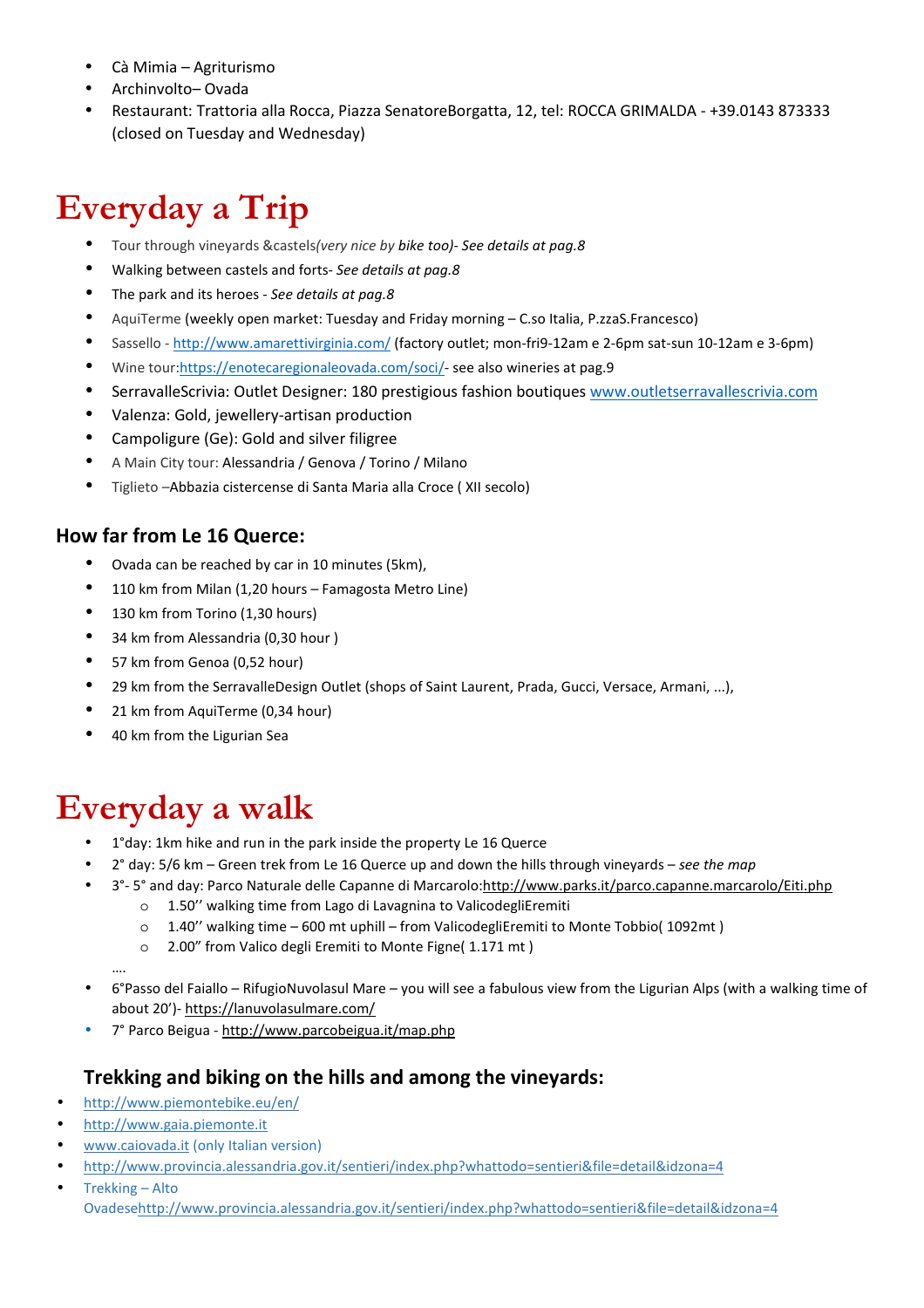- Cà Mimia – Agriturismo
- Archinvolto– Ovada
- Restaurant: Trattoria alla Rocca, Piazza SenatoreBorgatta, 12, tel: ROCCA GRIMALDA - +39.0143 873333 (closed on Tuesday and Wednesday)

# Everyday a Trip

- Tour through vineyards &castels*(very nice by bike too)- See details at pag.8*
- Walking between castels and forts- *See details at pag.8*
- The park and its heroes - *See details at pag.8*
- AquiTerme (weekly open market: Tuesday and Friday morning – C.so Italia, P.zzaS.Francesco)
- Sassello - http://www.amarettivirginia.com/ (factory outlet; mon-fri9-12am e 2-6pm sat-sun 10-12am e 3-6pm)
- Wine tour:https://enotecaregionaleovada.com/soci/- see also wineries at pag.9
- SerravalleScrivia: Outlet Designer: 180 prestigious fashion boutiques www.outletserravallescrivia.com
- Valenza: Gold, jewellery-artisan production
- Campoligure (Ge): Gold and silver filigree
- A Main City tour: Alessandria / Genova / Torino / Milano
- Tiglieto –Abbazia cistercense di Santa Maria alla Croce ( XII secolo)

### How far from Le 16 Querce:

- Ovada can be reached by car in 10 minutes (5km),
- 110 km from Milan (1,20 hours – Famagosta Metro Line)
- 130 km from Torino (1,30 hours)
- 34 km from Alessandria (0,30 hour )
- 57 km from Genoa (0,52 hour)
- 29 km from the SerravalleDesign Outlet (shops of Saint Laurent, Prada, Gucci, Versace, Armani, ...),
- 21 km from AquiTerme (0,34 hour)
- 40 km from the Ligurian Sea

# Everyday a walk

- 1°day: 1km hike and run in the park inside the property Le 16 Querce
- 2° day: 5/6 km – Green trek from Le 16 Querce up and down the hills through vineyards – *see the map*
- 3°- 5° and day: Parco Naturale delle Capanne di Marcarolo:http://www.parks.it/parco.capanne.marcarolo/Eiti.php
  - 1.50'' walking time from Lago di Lavagnina to ValicodegliEremiti
  - 1.40'' walking time – 600 mt uphill – from ValicodegliEremiti to Monte Tobbio( 1092mt )
  - 2.00" from Valico degli Eremiti to Monte Figne( 1.171 mt )

  ....
- 6°Passo del Faiallo – RifugioNuvolasul Mare – you will see a fabulous view from the Ligurian Alps (with a walking time of about 20')- https://lanuvolasulmare.com/
- 7° Parco Beigua - http://www.parcobeigua.it/map.php

### Trekking and biking on the hills and among the vineyards:

- http://www.piemontebike.eu/en/
- http://www.gaia.piemonte.it
- www.caiovada.it (only Italian version)
- http://www.provincia.alessandria.gov.it/sentieri/index.php?whattodo=sentieri&file=detail&idzona=4
- Trekking – Alto Ovadesehttp://www.provincia.alessandria.gov.it/sentieri/index.php?whattodo=sentieri&file=detail&idzona=4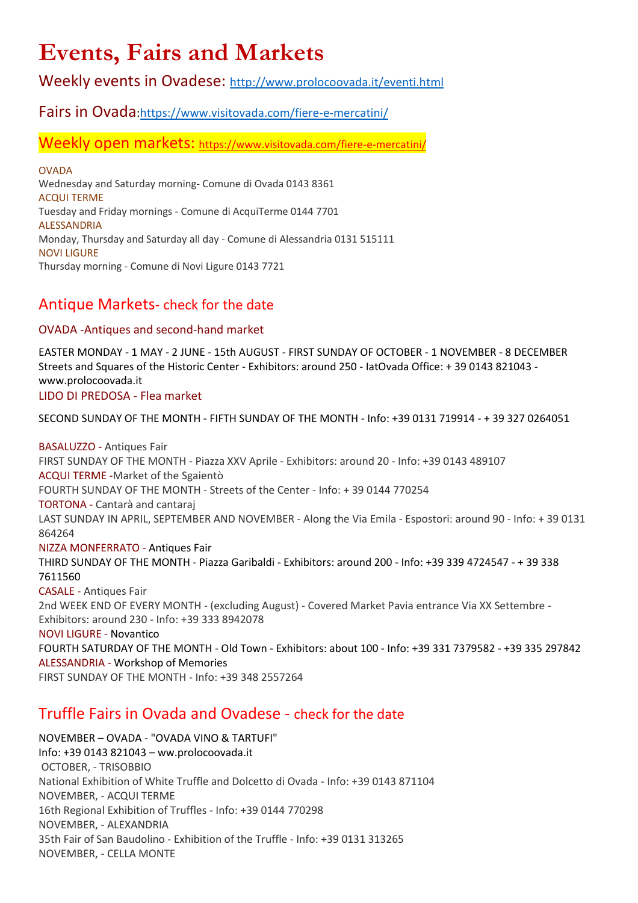# Events, Fairs and Markets

## Weekly events in Ovadese: http://www.prolocoovada.it/eventi.html

## Fairs in Ovada:https://www.visitovada.com/fiere-e-mercatini/

## Weekly open markets: https://www.visitovada.com/fiere-e-mercatini/

OVADA
Wednesday and Saturday morning- Comune di Ovada 0143 8361
ACQUI TERME
Tuesday and Friday mornings - Comune di AcquiTerme 0144 7701
ALESSANDRIA
Monday, Thursday and Saturday all day - Comune di Alessandria 0131 515111
NOVI LIGURE
Thursday morning - Comune di Novi Ligure 0143 7721

## Antique Markets- check for the date

### OVADA -Antiques and second-hand market

EASTER MONDAY - 1 MAY - 2 JUNE - 15th AUGUST - FIRST SUNDAY OF OCTOBER - 1 NOVEMBER - 8 DECEMBER
Streets and Squares of the Historic Center - Exhibitors: around 250 - IatOvada Office: + 39 0143 821043 - www.prolocoovada.it

LIDO DI PREDOSA - Flea market

SECOND SUNDAY OF THE MONTH - FIFTH SUNDAY OF THE MONTH - Info: +39 0131 719914 - + 39 327 0264051

BASALUZZO - Antiques Fair
FIRST SUNDAY OF THE MONTH - Piazza XXV Aprile - Exhibitors: around 20 - Info: +39 0143 489107
ACQUI TERME -Market of the Sgaientò
FOURTH SUNDAY OF THE MONTH - Streets of the Center - Info: + 39 0144 770254
TORTONA - Cantarà and cantaraj
LAST SUNDAY IN APRIL, SEPTEMBER AND NOVEMBER - Along the Via Emila - Espostori: around 90 - Info: + 39 0131 864264
NIZZA MONFERRATO - Antiques Fair
THIRD SUNDAY OF THE MONTH - Piazza Garibaldi - Exhibitors: around 200 - Info: +39 339 4724547 - + 39 338 7611560
CASALE - Antiques Fair
2nd WEEK END OF EVERY MONTH - (excluding August) - Covered Market Pavia entrance Via XX Settembre - Exhibitors: around 230 - Info: +39 333 8942078
NOVI LIGURE - Novantico
FOURTH SATURDAY OF THE MONTH - Old Town - Exhibitors: about 100 - Info: +39 331 7379582 - +39 335 297842
ALESSANDRIA - Workshop of Memories
FIRST SUNDAY OF THE MONTH - Info: +39 348 2557264

## Truffle Fairs in Ovada and Ovadese - check for the date

NOVEMBER – OVADA - "OVADA VINO & TARTUFI"
Info: +39 0143 821043 – ww.prolocoovada.it
OCTOBER, - TRISOBBIO
National Exhibition of White Truffle and Dolcetto di Ovada - Info: +39 0143 871104
NOVEMBER, - ACQUI TERME
16th Regional Exhibition of Truffles - Info: +39 0144 770298
NOVEMBER, - ALEXANDRIA
35th Fair of San Baudolino - Exhibition of the Truffle - Info: +39 0131 313265
NOVEMBER, - CELLA MONTE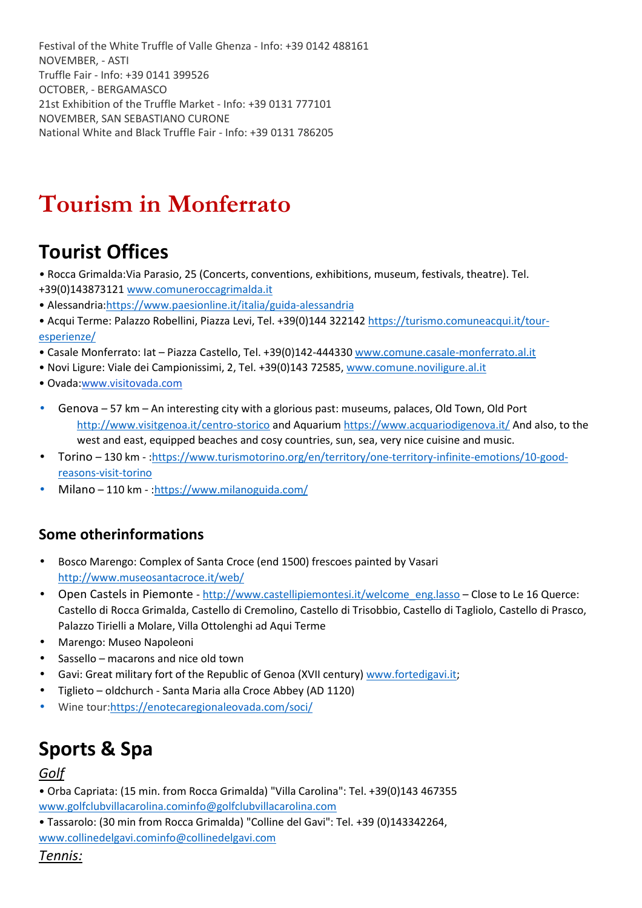Festival of the White Truffle of Valle Ghenza - Info: +39 0142 488161
NOVEMBER, - ASTI
Truffle Fair - Info: +39 0141 399526
OCTOBER, - BERGAMASCO
21st Exhibition of the Truffle Market - Info: +39 0131 777101
NOVEMBER, SAN SEBASTIANO CURONE
National White and Black Truffle Fair - Info: +39 0131 786205

# Tourism in Monferrato

## Tourist Offices

• Rocca Grimalda:Via Parasio, 25 (Concerts, conventions, exhibitions, museum, festivals, theatre). Tel. +39(0)143873121 www.comuneroccagrimalda.it
• Alessandria:https://www.paesionline.it/italia/guida-alessandria
• Acqui Terme: Palazzo Robellini, Piazza Levi, Tel. +39(0)144 322142 https://turismo.comuneacqui.it/tour-esperienze/
• Casale Monferrato: Iat – Piazza Castello, Tel. +39(0)142-444330 www.comune.casale-monferrato.al.it
• Novi Ligure: Viale dei Campionissimi, 2, Tel. +39(0)143 72585, www.comune.noviligure.al.it
• Ovada:www.visitovada.com

- Genova – 57 km – An interesting city with a glorious past: museums, palaces, Old Town, Old Port http://www.visitgenoa.it/centro-storico and Aquarium https://www.acquariodigenova.it/ And also, to the west and east, equipped beaches and cosy countries, sun, sea, very nice cuisine and music.
- Torino – 130 km - :https://www.turismotorino.org/en/territory/one-territory-infinite-emotions/10-good-reasons-visit-torino
- Milano – 110 km - :https://www.milanoguida.com/

### Some otherinformations

- Bosco Marengo: Complex of Santa Croce (end 1500) frescoes painted by Vasari http://www.museosantacroce.it/web/
- Open Castels in Piemonte - http://www.castellipiemontesi.it/welcome_eng.lasso – Close to Le 16 Querce: Castello di Rocca Grimalda, Castello di Cremolino, Castello di Trisobbio, Castello di Tagliolo, Castello di Prasco, Palazzo Tirielli a Molare, Villa Ottolenghi ad Aqui Terme
- Marengo: Museo Napoleoni
- Sassello – macarons and nice old town
- Gavi: Great military fort of the Republic of Genoa (XVII century) www.fortedigavi.it;
- Tiglieto – oldchurch - Santa Maria alla Croce Abbey (AD 1120)
- Wine tour:https://enotecaregionaleovada.com/soci/

## Sports & Spa

*Golf*

• Orba Capriata: (15 min. from Rocca Grimalda) "Villa Carolina": Tel. +39(0)143 467355 www.golfclubvillacarolina.cominfo@golfclubvillacarolina.com
• Tassarolo: (30 min from Rocca Grimalda) "Colline del Gavi": Tel. +39 (0)143342264, www.collinedelgavi.cominfo@collinedelgavi.com

*Tennis:*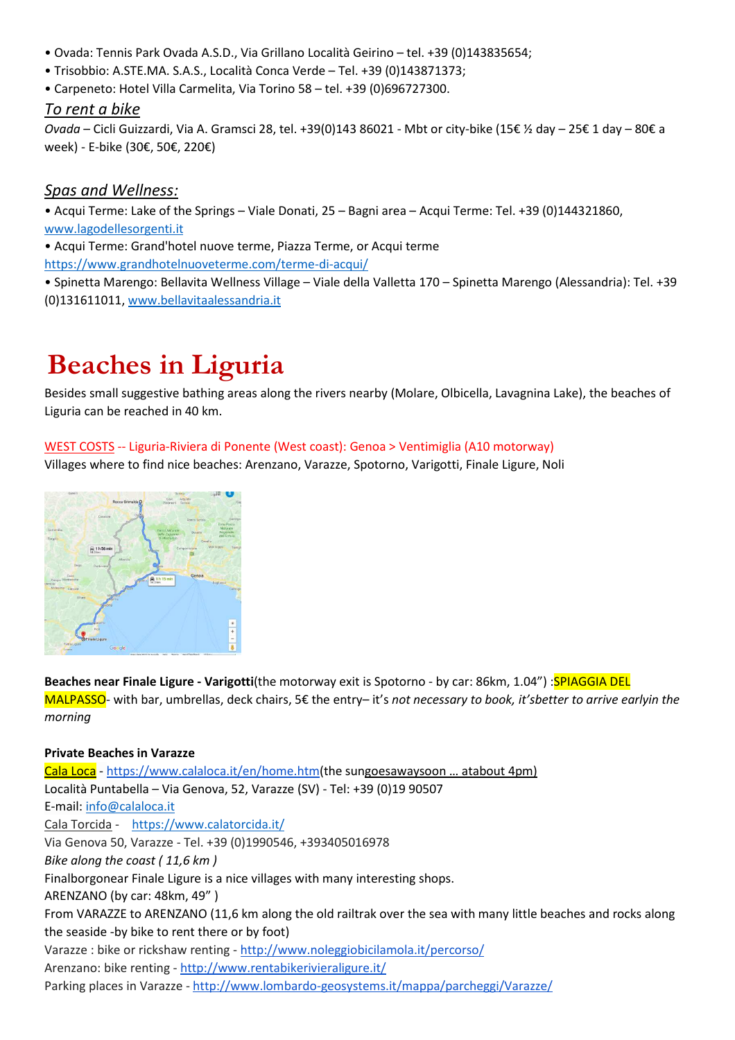• Ovada: Tennis Park Ovada A.S.D., Via Grillano Località Geirino – tel. +39 (0)143835654;
• Trisobbio: A.STE.MA. S.A.S., Località Conca Verde – Tel. +39 (0)143871373;
• Carpeneto: Hotel Villa Carmelita, Via Torino 58 – tel. +39 (0)696727300.

## *To rent a bike*

*Ovada* – Cicli Guizzardi, Via A. Gramsci 28, tel. +39(0)143 86021 - Mbt or city-bike (15€ ½ day – 25€ 1 day – 80€ a week) - E-bike (30€, 50€, 220€)

## *Spas and Wellness:*

• Acqui Terme: Lake of the Springs – Viale Donati, 25 – Bagni area – Acqui Terme: Tel. +39 (0)144321860, www.lagodellesorgenti.it
• Acqui Terme: Grand'hotel nuove terme, Piazza Terme, or Acqui terme https://www.grandhotelnuoveterme.com/terme-di-acqui/
• Spinetta Marengo: Bellavita Wellness Village – Viale della Valletta 170 – Spinetta Marengo (Alessandria): Tel. +39 (0)131611011, www.bellavitaalessandria.it

# Beaches in Liguria

Besides small suggestive bathing areas along the rivers nearby (Molare, Olbicella, Lavagnina Lake), the beaches of Liguria can be reached in 40 km.

WEST COSTS -- Liguria-Riviera di Ponente (West coast): Genoa > Ventimiglia (A10 motorway)
Villages where to find nice beaches: Arenzano, Varazze, Spotorno, Varigotti, Finale Ligure, Noli

**Beaches near Finale Ligure - Varigotti**(the motorway exit is Spotorno - by car: 86km, 1.04") :SPIAGGIA DEL MALPASSO- with bar, umbrellas, deck chairs, 5€ the entry– it's *not necessary to book, it'sbetter to arrive earlyin the morning*

**Private Beaches in Varazze**
Cala Loca - https://www.calaloca.it/en/home.htm(the sungoesawaysoon … atabout 4pm)
Località Puntabella – Via Genova, 52, Varazze (SV) - Tel: +39 (0)19 90507
E-mail: info@calaloca.it
Cala Torcida - https://www.calatorcida.it/
Via Genova 50, Varazze - Tel. +39 (0)1990546, +393405016978
*Bike along the coast ( 11,6 km )*
Finalborgonear Finale Ligure is a nice villages with many interesting shops.
ARENZANO (by car: 48km, 49" )
From VARAZZE to ARENZANO (11,6 km along the old railtrak over the sea with many little beaches and rocks along the seaside -by bike to rent there or by foot)
Varazze : bike or rickshaw renting - http://www.noleggiobicilamola.it/percorso/
Arenzano: bike renting - http://www.rentabikerivieraligure.it/
Parking places in Varazze - http://www.lombardo-geosystems.it/mappa/parcheggi/Varazze/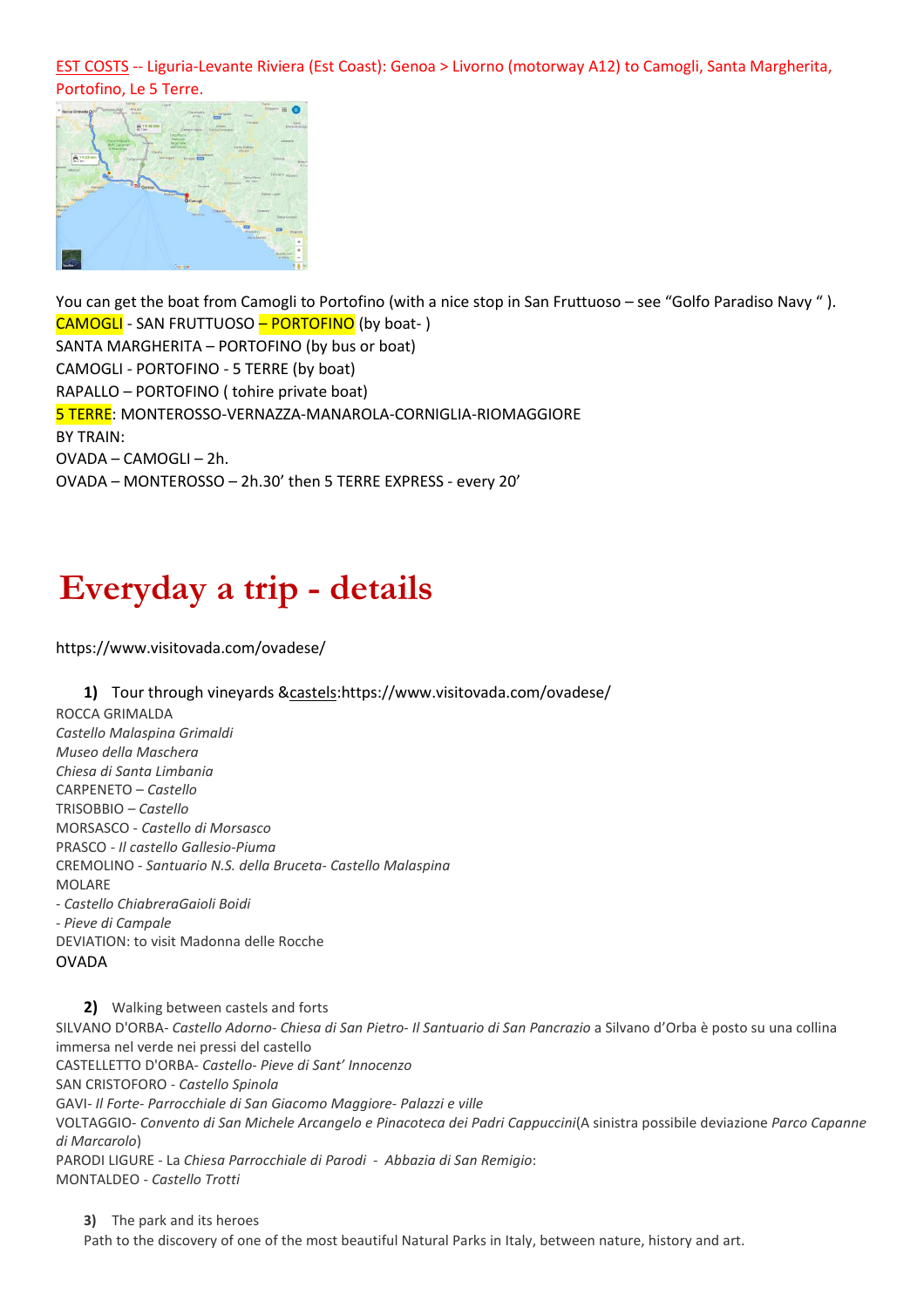EST COSTS -- Liguria-Levante Riviera (Est Coast): Genoa > Livorno (motorway A12) to Camogli, Santa Margherita, Portofino, Le 5 Terre.

You can get the boat from Camogli to Portofino (with a nice stop in San Fruttuoso – see "Golfo Paradiso Navy " ).
CAMOGLI - SAN FRUTTUOSO – PORTOFINO (by boat- )
SANTA MARGHERITA – PORTOFINO (by bus or boat)
CAMOGLI - PORTOFINO - 5 TERRE (by boat)
RAPALLO – PORTOFINO ( tohire private boat)
5 TERRE: MONTEROSSO-VERNAZZA-MANAROLA-CORNIGLIA-RIOMAGGIORE
BY TRAIN:
OVADA – CAMOGLI – 2h.
OVADA – MONTEROSSO – 2h.30' then 5 TERRE EXPRESS - every 20'

# Everyday a trip - details

https://www.visitovada.com/ovadese/

**1)** Tour through vineyards &castels:https://www.visitovada.com/ovadese/

ROCCA GRIMALDA
*Castello Malaspina Grimaldi*
*Museo della Maschera*
*Chiesa di Santa Limbania*
CARPENETO – *Castello*
TRISOBBIO – *Castello*
MORSASCO - *Castello di Morsasco*
PRASCO - *Il castello Gallesio-Piuma*
CREMOLINO - *Santuario N.S. della Bruceta- Castello Malaspina*
MOLARE
*- Castello ChiabreraGaioli Boidi*
*- Pieve di Campale*
DEVIATION: to visit Madonna delle Rocche
OVADA

**2)** Walking between castels and forts

SILVANO D'ORBA- *Castello Adorno- Chiesa di San Pietro- Il Santuario di San Pancrazio* a Silvano d'Orba è posto su una collina immersa nel verde nei pressi del castello
CASTELLETTO D'ORBA- *Castello- Pieve di Sant' Innocenzo*
SAN CRISTOFORO - *Castello Spinola*
GAVI- *Il Forte- Parrocchiale di San Giacomo Maggiore- Palazzi e ville*
VOLTAGGIO- *Convento di San Michele Arcangelo e Pinacoteca dei Padri Cappuccini*(A sinistra possibile deviazione *Parco Capanne di Marcarolo*)
PARODI LIGURE - La *Chiesa Parrocchiale di Parodi* - *Abbazia di San Remigio*:
MONTALDEO - *Castello Trotti*

**3)** The park and its heroes

Path to the discovery of one of the most beautiful Natural Parks in Italy, between nature, history and art.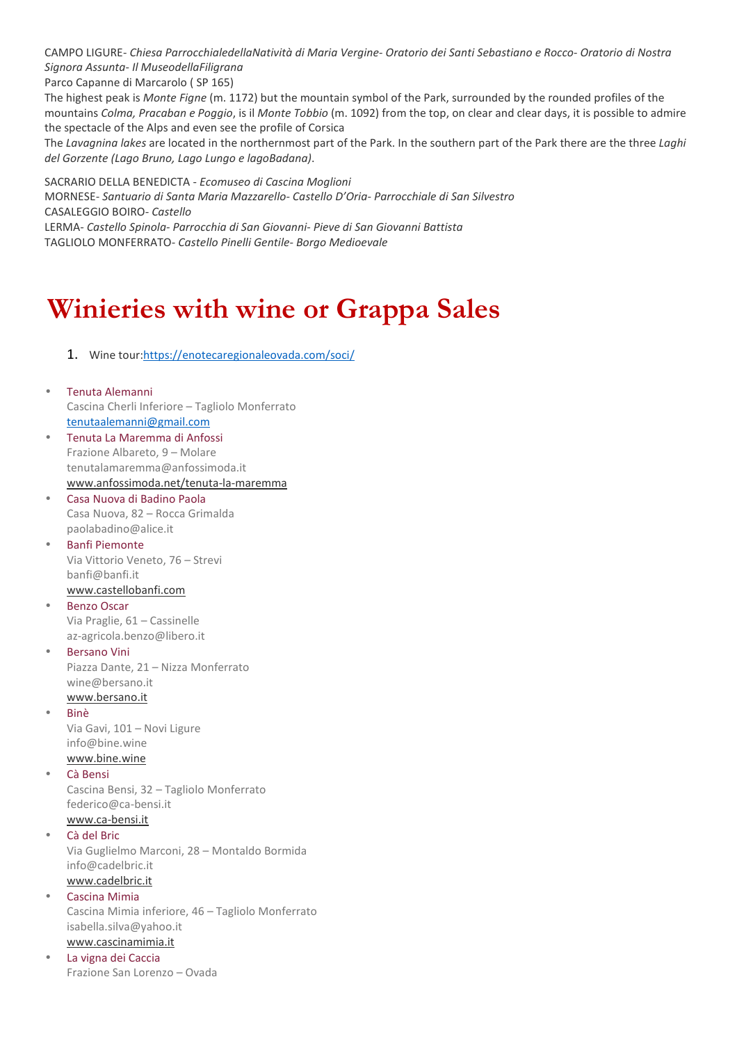CAMPO LIGURE- *Chiesa ParrocchialedellaNatività di Maria Vergine- Oratorio dei Santi Sebastiano e Rocco- Oratorio di Nostra Signora Assunta- Il MuseodellaFiligrana*
Parco Capanne di Marcarolo ( SP 165)
The highest peak is *Monte Figne* (m. 1172) but the mountain symbol of the Park, surrounded by the rounded profiles of the mountains *Colma, Pracaban e Poggio*, is il *Monte Tobbio* (m. 1092) from the top, on clear and clear days, it is possible to admire the spectacle of the Alps and even see the profile of Corsica
The *Lavagnina lakes* are located in the northernmost part of the Park. In the southern part of the Park there are the three *Laghi del Gorzente (Lago Bruno, Lago Lungo e lagoBadana).*

SACRARIO DELLA BENEDICTA - *Ecomuseo di Cascina Moglioni*
MORNESE- *Santuario di Santa Maria Mazzarello- Castello D'Oria- Parrocchiale di San Silvestro*
CASALEGGIO BOIRO- *Castello*
LERMA- *Castello Spinola- Parrocchia di San Giovanni- Pieve di San Giovanni Battista*
TAGLIOLO MONFERRATO- *Castello Pinelli Gentile- Borgo Medioevale*

# Winieries with wine or Grappa Sales

1. Wine tour:https://enotecaregionaleovada.com/soci/

- Tenuta Alemanni
  Cascina Cherli Inferiore – Tagliolo Monferrato
  tenutaalemanni@gmail.com
- Tenuta La Maremma di Anfossi
  Frazione Albareto, 9 – Molare
  tenutalamaremma@anfossimoda.it
  www.anfossimoda.net/tenuta-la-maremma
- Casa Nuova di Badino Paola
  Casa Nuova, 82 – Rocca Grimalda
  paolabadino@alice.it
- Banfi Piemonte
  Via Vittorio Veneto, 76 – Strevi
  banfi@banfi.it
  www.castellobanfi.com
- Benzo Oscar
  Via Praglie, 61 – Cassinelle
  az-agricola.benzo@libero.it
- Bersano Vini
  Piazza Dante, 21 – Nizza Monferrato
  wine@bersano.it
  www.bersano.it
- Binè
  Via Gavi, 101 – Novi Ligure
  info@bine.wine
  www.bine.wine
- Cà Bensi
  Cascina Bensi, 32 – Tagliolo Monferrato
  federico@ca-bensi.it
  www.ca-bensi.it
- Cà del Bric
  Via Guglielmo Marconi, 28 – Montaldo Bormida
  info@cadelbric.it
  www.cadelbric.it
- Cascina Mimia
  Cascina Mimia inferiore, 46 – Tagliolo Monferrato
  isabella.silva@yahoo.it
  www.cascinamimia.it
- La vigna dei Caccia
  Frazione San Lorenzo – Ovada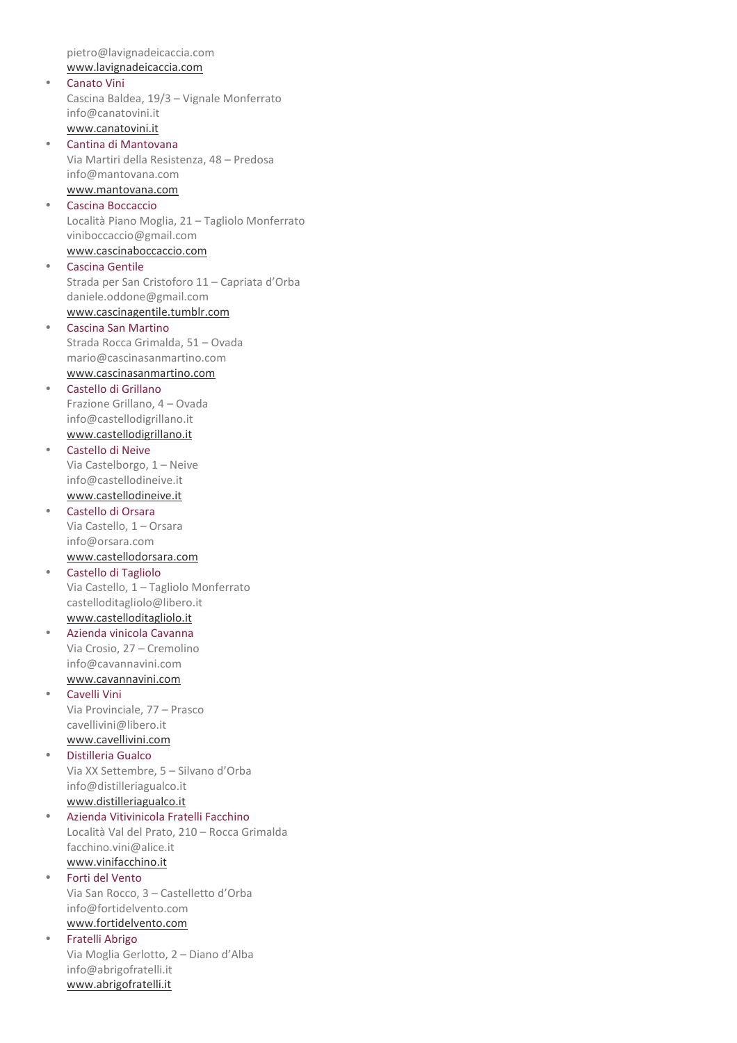pietro@lavignadeicaccia.com
www.lavignadeicaccia.com

- Canato Vini
  Cascina Baldea, 19/3 – Vignale Monferrato
  info@canatovini.it
  www.canatovini.it
- Cantina di Mantovana
  Via Martiri della Resistenza, 48 – Predosa
  info@mantovana.com
  www.mantovana.com
- Cascina Boccaccio
  Località Piano Moglia, 21 – Tagliolo Monferrato
  viniboccaccio@gmail.com
  www.cascinaboccaccio.com
- Cascina Gentile
  Strada per San Cristoforo 11 – Capriata d'Orba
  daniele.oddone@gmail.com
  www.cascinagentile.tumblr.com
- Cascina San Martino
  Strada Rocca Grimalda, 51 – Ovada
  mario@cascinasanmartino.com
  www.cascinasanmartino.com
- Castello di Grillano
  Frazione Grillano, 4 – Ovada
  info@castellodigrillano.it
  www.castellodigrillano.it
- Castello di Neive
  Via Castelborgo, 1 – Neive
  info@castellodineive.it
  www.castellodineive.it
- Castello di Orsara
  Via Castello, 1 – Orsara
  info@orsara.com
  www.castellodorsara.com
- Castello di Tagliolo
  Via Castello, 1 – Tagliolo Monferrato
  castelloditagliolo@libero.it
  www.castelloditagliolo.it
- Azienda vinicola Cavanna
  Via Crosio, 27 – Cremolino
  info@cavannavini.com
  www.cavannavini.com
- Cavelli Vini
  Via Provinciale, 77 – Prasco
  cavellivini@libero.it
  www.cavellivini.com
- Distilleria Gualco
  Via XX Settembre, 5 – Silvano d'Orba
  info@distilleriagualco.it
  www.distilleriagualco.it
- Azienda Vitivinicola Fratelli Facchino
  Località Val del Prato, 210 – Rocca Grimalda
  facchino.vini@alice.it
  www.vinifacchino.it
- Forti del Vento
  Via San Rocco, 3 – Castelletto d'Orba
  info@fortidelvento.com
  www.fortidelvento.com
- Fratelli Abrigo
  Via Moglia Gerlotto, 2 – Diano d'Alba
  info@abrigofratelli.it
  www.abrigofratelli.it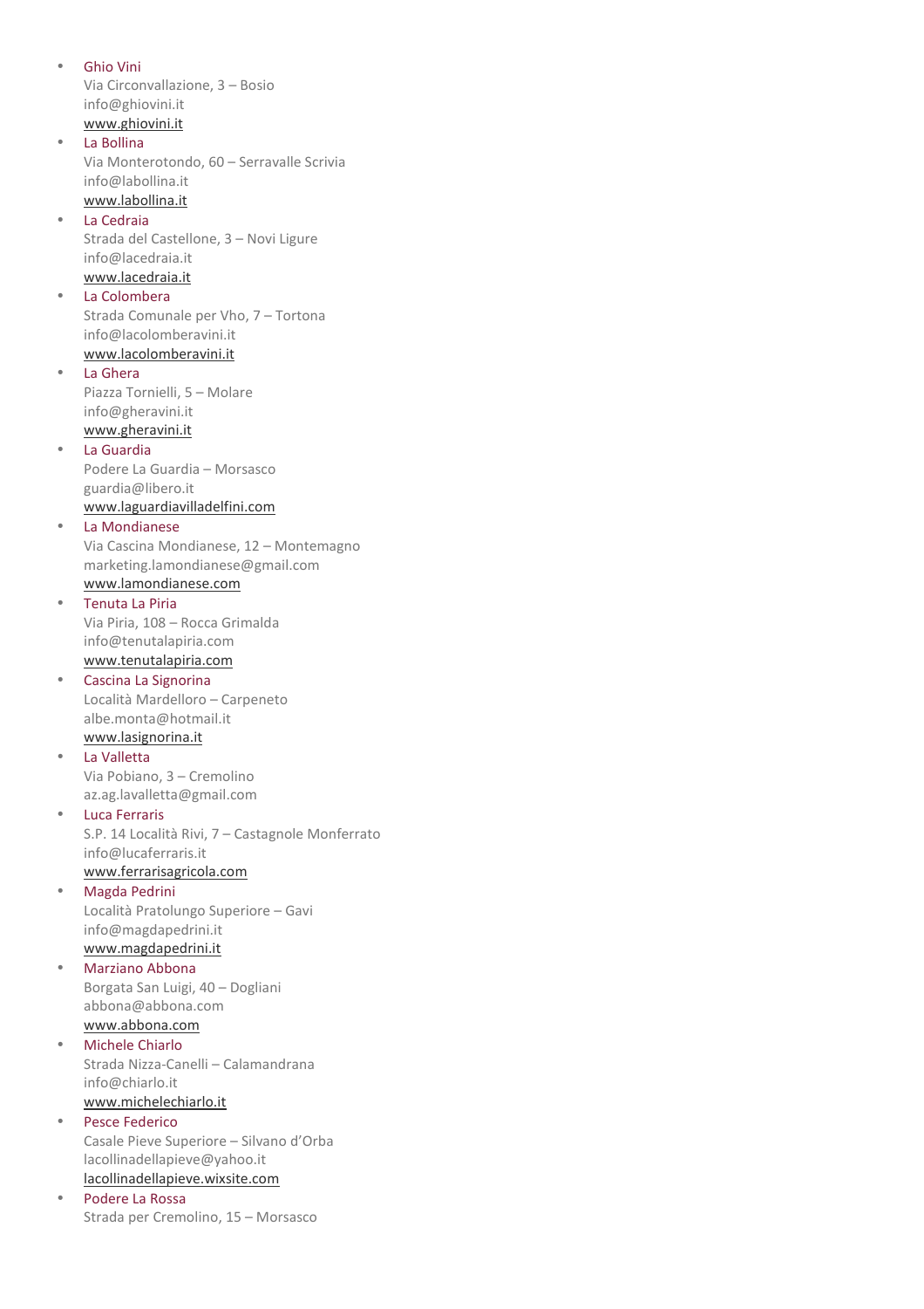- Ghio Vini
  Via Circonvallazione, 3 – Bosio
  info@ghiovini.it
  www.ghiovini.it
- La Bollina
  Via Monterotondo, 60 – Serravalle Scrivia
  info@labollina.it
  www.labollina.it
- La Cedraia
  Strada del Castellone, 3 – Novi Ligure
  info@lacedraia.it
  www.lacedraia.it
- La Colombera
  Strada Comunale per Vho, 7 – Tortona
  info@lacolomberavini.it
  www.lacolomberavini.it
- La Ghera
  Piazza Tornielli, 5 – Molare
  info@gheravini.it
  www.gheravini.it
- La Guardia
  Podere La Guardia – Morsasco
  guardia@libero.it
  www.laguardiavilladelfini.com
- La Mondianese
  Via Cascina Mondianese, 12 – Montemagno
  marketing.lamondianese@gmail.com
  www.lamondianese.com
- Tenuta La Piria
  Via Piria, 108 – Rocca Grimalda
  info@tenutalapiria.com
  www.tenutalapiria.com
- Cascina La Signorina
  Località Mardelloro – Carpeneto
  albe.monta@hotmail.it
  www.lasignorina.it
- La Valletta
  Via Pobiano, 3 – Cremolino
  az.ag.lavalletta@gmail.com
- Luca Ferraris
  S.P. 14 Località Rivi, 7 – Castagnole Monferrato
  info@lucaferraris.it
  www.ferrarisagricola.com
- Magda Pedrini
  Località Pratolungo Superiore – Gavi
  info@magdapedrini.it
  www.magdapedrini.it
- Marziano Abbona
  Borgata San Luigi, 40 – Dogliani
  abbona@abbona.com
  www.abbona.com
- Michele Chiarlo
  Strada Nizza-Canelli – Calamandrana
  info@chiarlo.it
  www.michelechiarlo.it
- Pesce Federico
  Casale Pieve Superiore – Silvano d'Orba
  lacollinadellapieve@yahoo.it
  lacollinadellapieve.wixsite.com
- Podere La Rossa
  Strada per Cremolino, 15 – Morsasco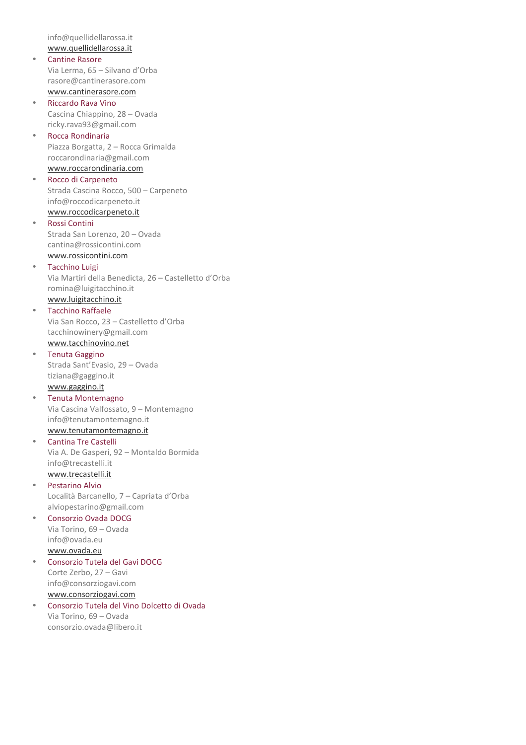info@quellidellarossa.it
www.quellidellarossa.it

- Cantine Rasore
  Via Lerma, 65 – Silvano d'Orba
  rasore@cantinerasore.com
  www.cantinerasore.com
- Riccardo Rava Vino
  Cascina Chiappino, 28 – Ovada
  ricky.rava93@gmail.com
- Rocca Rondinaria
  Piazza Borgatta, 2 – Rocca Grimalda
  roccarondinaria@gmail.com
  www.roccarondinaria.com
- Rocco di Carpeneto
  Strada Cascina Rocco, 500 – Carpeneto
  info@roccodicarpeneto.it
  www.roccodicarpeneto.it
- Rossi Contini
  Strada San Lorenzo, 20 – Ovada
  cantina@rossicontini.com
  www.rossicontini.com
- Tacchino Luigi
  Via Martiri della Benedicta, 26 – Castelletto d'Orba
  romina@luigitacchino.it
  www.luigitacchino.it
- Tacchino Raffaele
  Via San Rocco, 23 – Castelletto d'Orba
  tacchinowinery@gmail.com
  www.tacchinovino.net
- Tenuta Gaggino
  Strada Sant'Evasio, 29 – Ovada
  tiziana@gaggino.it
  www.gaggino.it
- Tenuta Montemagno
  Via Cascina Valfossato, 9 – Montemagno
  info@tenutamontemagno.it
  www.tenutamontemagno.it
- Cantina Tre Castelli
  Via A. De Gasperi, 92 – Montaldo Bormida
  info@trecastelli.it
  www.trecastelli.it
- Pestarino Alvio
  Località Barcanello, 7 – Capriata d'Orba
  alviopestarino@gmail.com
- Consorzio Ovada DOCG
  Via Torino, 69 – Ovada
  info@ovada.eu
  www.ovada.eu
- Consorzio Tutela del Gavi DOCG
  Corte Zerbo, 27 – Gavi
  info@consorziogavi.com
  www.consorziogavi.com
- Consorzio Tutela del Vino Dolcetto di Ovada
  Via Torino, 69 – Ovada
  consorzio.ovada@libero.it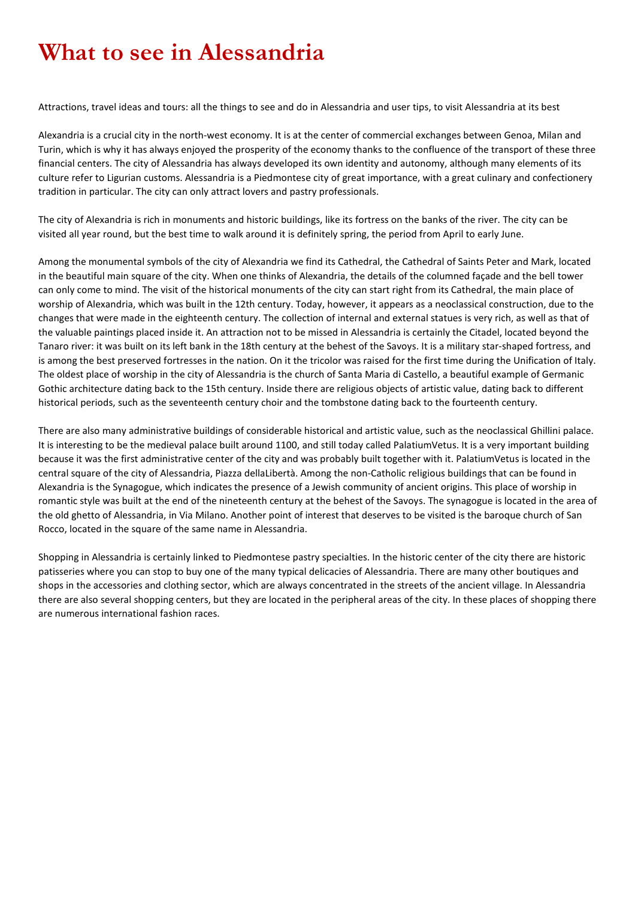# What to see in Alessandria

Attractions, travel ideas and tours: all the things to see and do in Alessandria and user tips, to visit Alessandria at its best

Alexandria is a crucial city in the north-west economy. It is at the center of commercial exchanges between Genoa, Milan and Turin, which is why it has always enjoyed the prosperity of the economy thanks to the confluence of the transport of these three financial centers. The city of Alessandria has always developed its own identity and autonomy, although many elements of its culture refer to Ligurian customs. Alessandria is a Piedmontese city of great importance, with a great culinary and confectionery tradition in particular. The city can only attract lovers and pastry professionals.

The city of Alexandria is rich in monuments and historic buildings, like its fortress on the banks of the river. The city can be visited all year round, but the best time to walk around it is definitely spring, the period from April to early June.

Among the monumental symbols of the city of Alexandria we find its Cathedral, the Cathedral of Saints Peter and Mark, located in the beautiful main square of the city. When one thinks of Alexandria, the details of the columned façade and the bell tower can only come to mind. The visit of the historical monuments of the city can start right from its Cathedral, the main place of worship of Alexandria, which was built in the 12th century. Today, however, it appears as a neoclassical construction, due to the changes that were made in the eighteenth century. The collection of internal and external statues is very rich, as well as that of the valuable paintings placed inside it. An attraction not to be missed in Alessandria is certainly the Citadel, located beyond the Tanaro river: it was built on its left bank in the 18th century at the behest of the Savoys. It is a military star-shaped fortress, and is among the best preserved fortresses in the nation. On it the tricolor was raised for the first time during the Unification of Italy. The oldest place of worship in the city of Alessandria is the church of Santa Maria di Castello, a beautiful example of Germanic Gothic architecture dating back to the 15th century. Inside there are religious objects of artistic value, dating back to different historical periods, such as the seventeenth century choir and the tombstone dating back to the fourteenth century.

There are also many administrative buildings of considerable historical and artistic value, such as the neoclassical Ghillini palace. It is interesting to be the medieval palace built around 1100, and still today called PalatiumVetus. It is a very important building because it was the first administrative center of the city and was probably built together with it. PalatiumVetus is located in the central square of the city of Alessandria, Piazza dellaLibertà. Among the non-Catholic religious buildings that can be found in Alexandria is the Synagogue, which indicates the presence of a Jewish community of ancient origins. This place of worship in romantic style was built at the end of the nineteenth century at the behest of the Savoys. The synagogue is located in the area of the old ghetto of Alessandria, in Via Milano. Another point of interest that deserves to be visited is the baroque church of San Rocco, located in the square of the same name in Alessandria.

Shopping in Alessandria is certainly linked to Piedmontese pastry specialties. In the historic center of the city there are historic patisseries where you can stop to buy one of the many typical delicacies of Alessandria. There are many other boutiques and shops in the accessories and clothing sector, which are always concentrated in the streets of the ancient village. In Alessandria there are also several shopping centers, but they are located in the peripheral areas of the city. In these places of shopping there are numerous international fashion races.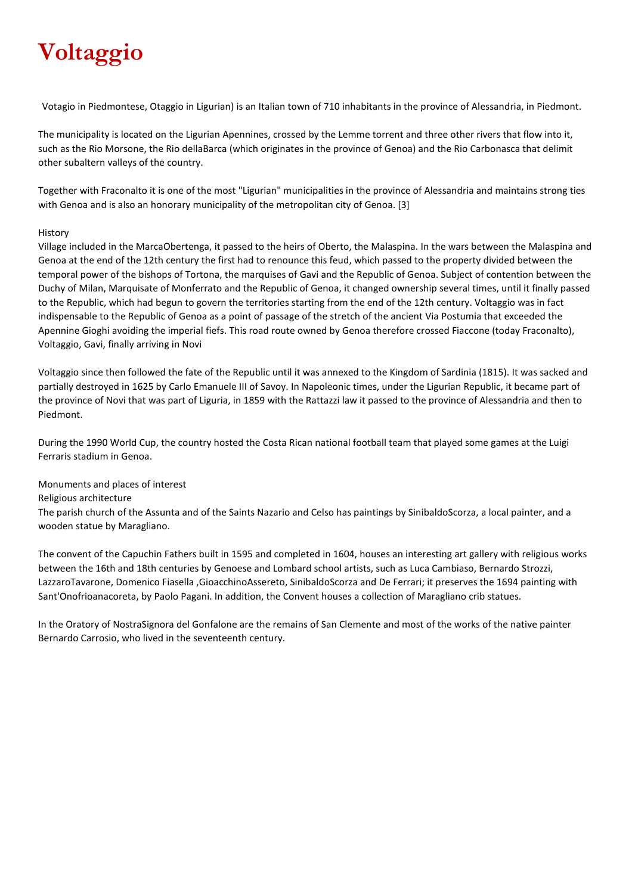# Voltaggio

Votagio in Piedmontese, Otaggio in Ligurian) is an Italian town of 710 inhabitants in the province of Alessandria, in Piedmont.

The municipality is located on the Ligurian Apennines, crossed by the Lemme torrent and three other rivers that flow into it, such as the Rio Morsone, the Rio dellaBarca (which originates in the province of Genoa) and the Rio Carbonasca that delimit other subaltern valleys of the country.

Together with Fraconalto it is one of the most "Ligurian" municipalities in the province of Alessandria and maintains strong ties with Genoa and is also an honorary municipality of the metropolitan city of Genoa. [3]

History

Village included in the MarcaObertenga, it passed to the heirs of Oberto, the Malaspina. In the wars between the Malaspina and Genoa at the end of the 12th century the first had to renounce this feud, which passed to the property divided between the temporal power of the bishops of Tortona, the marquises of Gavi and the Republic of Genoa. Subject of contention between the Duchy of Milan, Marquisate of Monferrato and the Republic of Genoa, it changed ownership several times, until it finally passed to the Republic, which had begun to govern the territories starting from the end of the 12th century. Voltaggio was in fact indispensable to the Republic of Genoa as a point of passage of the stretch of the ancient Via Postumia that exceeded the Apennine Gioghi avoiding the imperial fiefs. This road route owned by Genoa therefore crossed Fiaccone (today Fraconalto), Voltaggio, Gavi, finally arriving in Novi

Voltaggio since then followed the fate of the Republic until it was annexed to the Kingdom of Sardinia (1815). It was sacked and partially destroyed in 1625 by Carlo Emanuele III of Savoy. In Napoleonic times, under the Ligurian Republic, it became part of the province of Novi that was part of Liguria, in 1859 with the Rattazzi law it passed to the province of Alessandria and then to Piedmont.

During the 1990 World Cup, the country hosted the Costa Rican national football team that played some games at the Luigi Ferraris stadium in Genoa.

Monuments and places of interest

Religious architecture

The parish church of the Assunta and of the Saints Nazario and Celso has paintings by SinibaldoScorza, a local painter, and a wooden statue by Maragliano.

The convent of the Capuchin Fathers built in 1595 and completed in 1604, houses an interesting art gallery with religious works between the 16th and 18th centuries by Genoese and Lombard school artists, such as Luca Cambiaso, Bernardo Strozzi, LazzaroTavarone, Domenico Fiasella ,GioacchinoAssereto, SinibaldoScorza and De Ferrari; it preserves the 1694 painting with Sant'Onofrioanacoreta, by Paolo Pagani. In addition, the Convent houses a collection of Maragliano crib statues.

In the Oratory of NostraSignora del Gonfalone are the remains of San Clemente and most of the works of the native painter Bernardo Carrosio, who lived in the seventeenth century.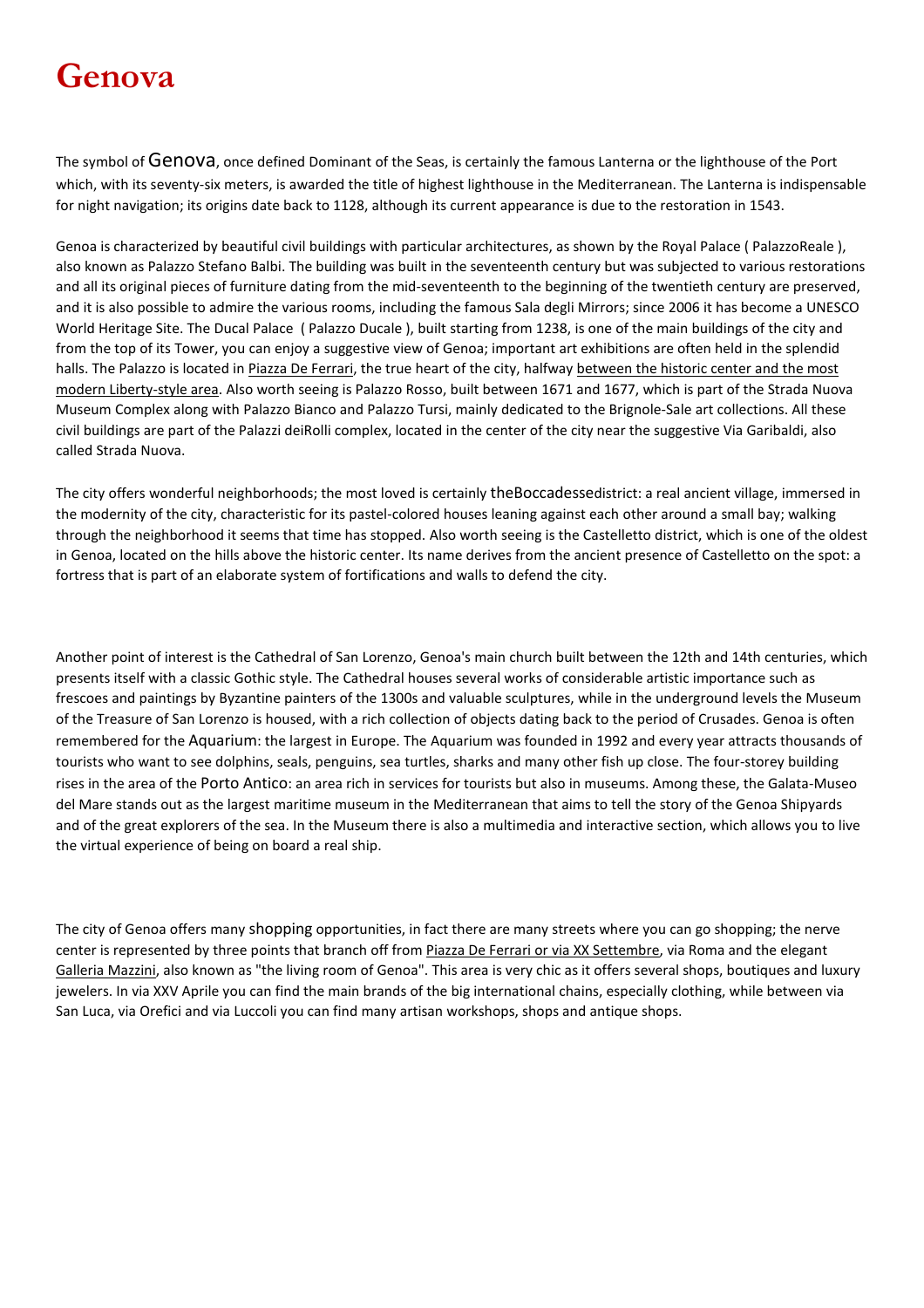# Genova

The symbol of Genova, once defined Dominant of the Seas, is certainly the famous Lanterna or the lighthouse of the Port which, with its seventy-six meters, is awarded the title of highest lighthouse in the Mediterranean. The Lanterna is indispensable for night navigation; its origins date back to 1128, although its current appearance is due to the restoration in 1543.

Genoa is characterized by beautiful civil buildings with particular architectures, as shown by the Royal Palace ( PalazzoReale ), also known as Palazzo Stefano Balbi. The building was built in the seventeenth century but was subjected to various restorations and all its original pieces of furniture dating from the mid-seventeenth to the beginning of the twentieth century are preserved, and it is also possible to admire the various rooms, including the famous Sala degli Mirrors; since 2006 it has become a UNESCO World Heritage Site. The Ducal Palace ( Palazzo Ducale ), built starting from 1238, is one of the main buildings of the city and from the top of its Tower, you can enjoy a suggestive view of Genoa; important art exhibitions are often held in the splendid halls. The Palazzo is located in Piazza De Ferrari, the true heart of the city, halfway between the historic center and the most modern Liberty-style area. Also worth seeing is Palazzo Rosso, built between 1671 and 1677, which is part of the Strada Nuova Museum Complex along with Palazzo Bianco and Palazzo Tursi, mainly dedicated to the Brignole-Sale art collections. All these civil buildings are part of the Palazzi deiRolli complex, located in the center of the city near the suggestive Via Garibaldi, also called Strada Nuova.

The city offers wonderful neighborhoods; the most loved is certainly theBoccadessedistrict: a real ancient village, immersed in the modernity of the city, characteristic for its pastel-colored houses leaning against each other around a small bay; walking through the neighborhood it seems that time has stopped. Also worth seeing is the Castelletto district, which is one of the oldest in Genoa, located on the hills above the historic center. Its name derives from the ancient presence of Castelletto on the spot: a fortress that is part of an elaborate system of fortifications and walls to defend the city.

Another point of interest is the Cathedral of San Lorenzo, Genoa's main church built between the 12th and 14th centuries, which presents itself with a classic Gothic style. The Cathedral houses several works of considerable artistic importance such as frescoes and paintings by Byzantine painters of the 1300s and valuable sculptures, while in the underground levels the Museum of the Treasure of San Lorenzo is housed, with a rich collection of objects dating back to the period of Crusades. Genoa is often remembered for the Aquarium: the largest in Europe. The Aquarium was founded in 1992 and every year attracts thousands of tourists who want to see dolphins, seals, penguins, sea turtles, sharks and many other fish up close. The four-storey building rises in the area of the Porto Antico: an area rich in services for tourists but also in museums. Among these, the Galata-Museo del Mare stands out as the largest maritime museum in the Mediterranean that aims to tell the story of the Genoa Shipyards and of the great explorers of the sea. In the Museum there is also a multimedia and interactive section, which allows you to live the virtual experience of being on board a real ship.

The city of Genoa offers many shopping opportunities, in fact there are many streets where you can go shopping; the nerve center is represented by three points that branch off from Piazza De Ferrari or via XX Settembre, via Roma and the elegant Galleria Mazzini, also known as "the living room of Genoa". This area is very chic as it offers several shops, boutiques and luxury jewelers. In via XXV Aprile you can find the main brands of the big international chains, especially clothing, while between via San Luca, via Orefici and via Luccoli you can find many artisan workshops, shops and antique shops.